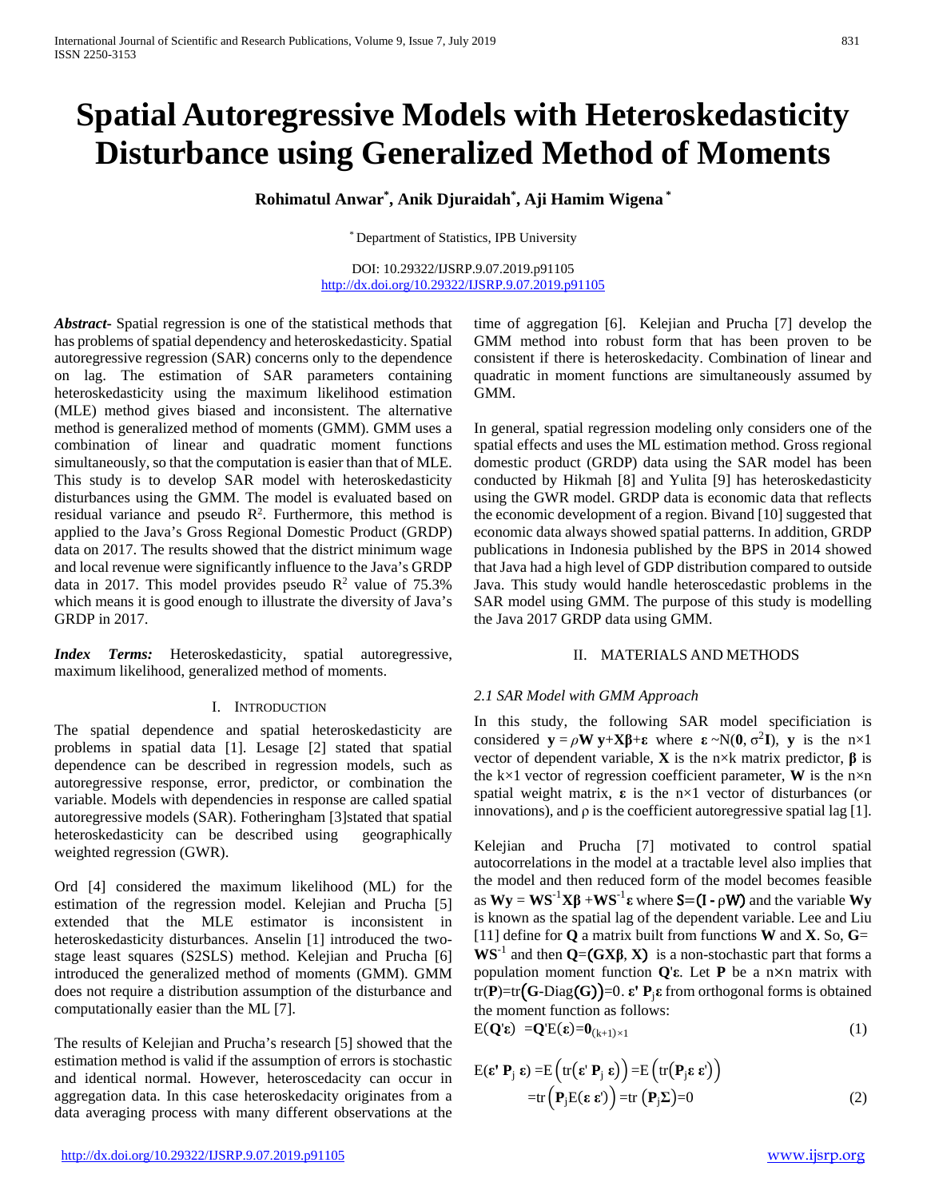# Spatial Autoregressive Models with Heteroskedasticity Disturbance using Generalized Method of Moments

**Rohimatul Anwar[*], Anik Djuraidah[*], Aji Hamim Wigena [*]**

[*] Department of Statistics, IPB University

DOI: 10.29322/IJSRP.9.07.2019.p91105
http://dx.doi.org/10.29322/IJSRP.9.07.2019.p91105

***Abstract***- Spatial regression is one of the statistical methods that has problems of spatial dependency and heteroskedasticity. Spatial autoregressive regression (SAR) concerns only to the dependence on lag. The estimation of SAR parameters containing heteroskedasticity using the maximum likelihood estimation (MLE) method gives biased and inconsistent. The alternative method is generalized method of moments (GMM). GMM uses a combination of linear and quadratic moment functions simultaneously, so that the computation is easier than that of MLE. This study is to develop SAR model with heteroskedasticity disturbances using the GMM. The model is evaluated based on residual variance and pseudo $R^2$. Furthermore, this method is applied to the Java's Gross Regional Domestic Product (GRDP) data on 2017. The results showed that the district minimum wage and local revenue were significantly influence to the Java's GRDP data in 2017. This model provides pseudo $R^2$ value of 75.3% which means it is good enough to illustrate the diversity of Java's GRDP in 2017.

***Index Terms:*** Heteroskedasticity, spatial autoregressive, maximum likelihood, generalized method of moments.

## I. INTRODUCTION

The spatial dependence and spatial heteroskedasticity are problems in spatial data [1]. Lesage [2] stated that spatial dependence can be described in regression models, such as autoregressive response, error, predictor, or combination the variable. Models with dependencies in response are called spatial autoregressive models (SAR). Fotheringham [3]stated that spatial heteroskedasticity can be described using geographically weighted regression (GWR).

Ord [4] considered the maximum likelihood (ML) for the estimation of the regression model. Kelejian and Prucha [5] extended that the MLE estimator is inconsistent in heteroskedasticity disturbances. Anselin [1] introduced the two-stage least squares (S2SLS) method. Kelejian and Prucha [6] introduced the generalized method of moments (GMM). GMM does not require a distribution assumption of the disturbance and computationally easier than the ML [7].

The results of Kelejian and Prucha's research [5] showed that the estimation method is valid if the assumption of errors is stochastic and identical normal. However, heteroscedacity can occur in aggregation data. In this case heteroskedacity originates from a data averaging process with many different observations at the time of aggregation [6]. Kelejian and Prucha [7] develop the GMM method into robust form that has been proven to be consistent if there is heteroskedacity. Combination of linear and quadratic in moment functions are simultaneously assumed by GMM.

In general, spatial regression modeling only considers one of the spatial effects and uses the ML estimation method. Gross regional domestic product (GRDP) data using the SAR model has been conducted by Hikmah [8] and Yulita [9] has heteroskedasticity using the GWR model. GRDP data is economic data that reflects the economic development of a region. Bivand [10] suggested that economic data always showed spatial patterns. In addition, GRDP publications in Indonesia published by the BPS in 2014 showed that Java had a high level of GDP distribution compared to outside Java. This study would handle heteroscedastic problems in the SAR model using GMM. The purpose of this study is modelling the Java 2017 GRDP data using GMM.

## II. MATERIALS AND METHODS

### *2.1 SAR Model with GMM Approach*

In this study, the following SAR model specificiation is considered $\mathbf{y} = \rho\mathbf{W}\,\mathbf{y}+\mathbf{X}\boldsymbol{\beta}+\boldsymbol{\varepsilon}$ where $\boldsymbol{\varepsilon} \sim N(\mathbf{0}, \sigma^2\mathbf{I})$, $\mathbf{y}$ is the n×1 vector of dependent variable, $\mathbf{X}$ is the n×k matrix predictor, $\boldsymbol{\beta}$ is the k×1 vector of regression coefficient parameter, $\mathbf{W}$ is the n×n spatial weight matrix, $\boldsymbol{\varepsilon}$ is the n×1 vector of disturbances (or innovations), and ρ is the coefficient autoregressive spatial lag [1].

Kelejian and Prucha [7] motivated to control spatial autocorrelations in the model at a tractable level also implies that the model and then reduced form of the model becomes feasible as $\mathbf{Wy} = \mathbf{WS}^{-1}\mathbf{X}\boldsymbol{\beta} + \mathbf{WS}^{-1}\boldsymbol{\varepsilon}$ where $\mathbf{S}=(\mathbf{I} - \rho\mathbf{W})$ and the variable $\mathbf{Wy}$ is known as the spatial lag of the dependent variable. Lee and Liu [11] define for $\mathbf{Q}$ a matrix built from functions $\mathbf{W}$ and $\mathbf{X}$. So, $\mathbf{G}=\mathbf{WS}^{-1}$ and then $\mathbf{Q}=(\mathbf{GX}\boldsymbol{\beta}, \mathbf{X})$ is a non-stochastic part that forms a population moment function $\mathbf{Q}'\boldsymbol{\varepsilon}$. Let $\mathbf{P}$ be a n×n matrix with $\text{tr}(\mathbf{P})=\text{tr}(\mathbf{G}\text{-Diag}(\mathbf{G}))=0$. $\boldsymbol{\varepsilon}'\,\mathbf{P}_j\boldsymbol{\varepsilon}$ from orthogonal forms is obtained the moment function as follows:

$$E(\mathbf{Q}'\boldsymbol{\varepsilon}) = \mathbf{Q}'E(\boldsymbol{\varepsilon})=\mathbf{0}_{(k+1)\times 1} \tag{1}$$

$$\begin{aligned} E(\boldsymbol{\varepsilon}'\,\mathbf{P}_j\,\boldsymbol{\varepsilon}) &= E\left(\text{tr}\left(\boldsymbol{\varepsilon}'\,\mathbf{P}_j\,\boldsymbol{\varepsilon}\right)\right) = E\left(\text{tr}\left(\mathbf{P}_j\boldsymbol{\varepsilon}\,\boldsymbol{\varepsilon}'\right)\right) \\ &= \text{tr}\left(\mathbf{P}_j E(\boldsymbol{\varepsilon}\,\boldsymbol{\varepsilon}')\right) = \text{tr}\left(\mathbf{P}_j\boldsymbol{\Sigma}\right)=0 \end{aligned} \tag{2}$$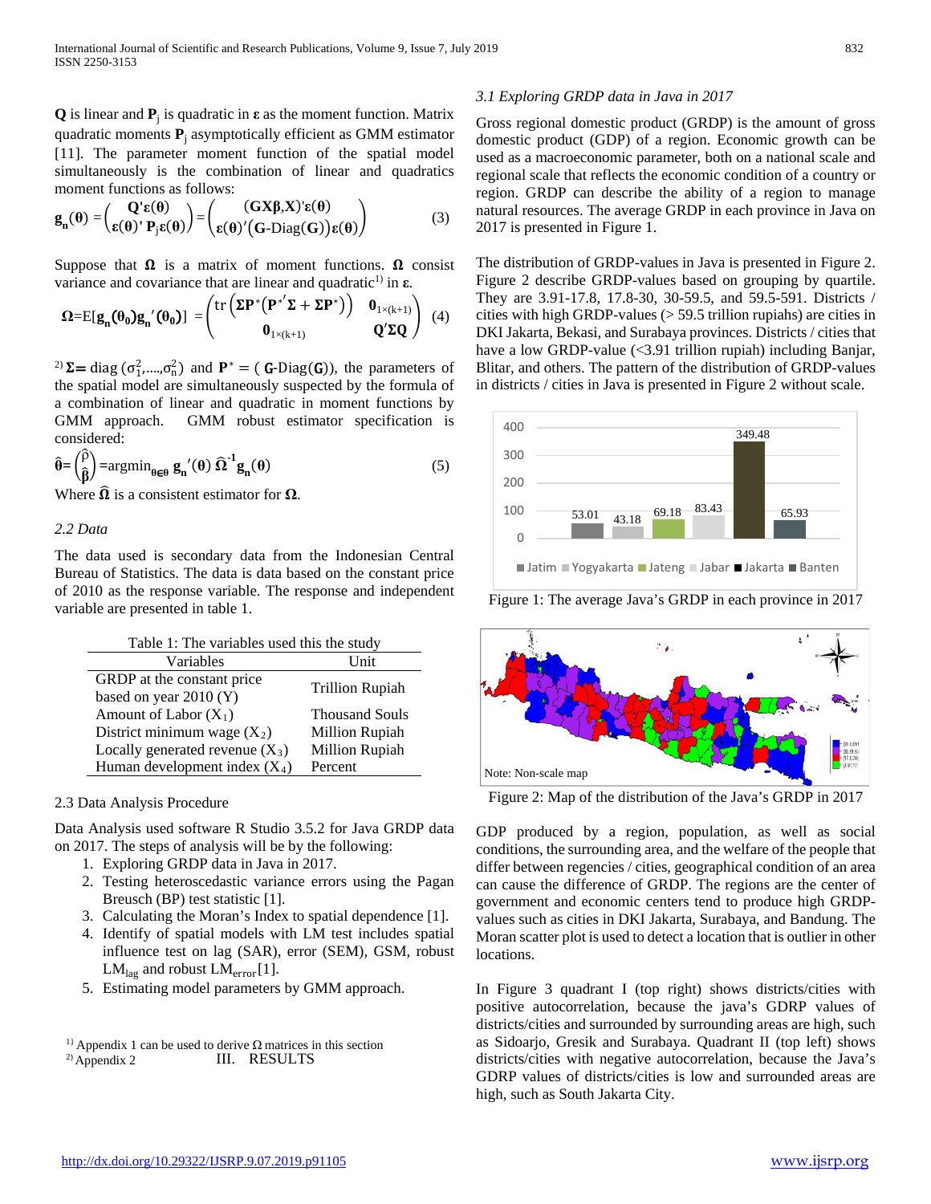$\mathbf{Q}$ is linear and $\mathbf{P}_j$ is quadratic in $\boldsymbol{\varepsilon}$ as the moment function. Matrix quadratic moments $\mathbf{P}_j$ asymptotically efficient as GMM estimator [11]. The parameter moment function of the spatial model simultaneously is the combination of linear and quadratics moment functions as follows:

$$\mathbf{g_n}(\boldsymbol{\theta}) = \begin{pmatrix} \mathbf{Q}'\boldsymbol{\varepsilon}(\boldsymbol{\theta}) \\ \boldsymbol{\varepsilon}(\boldsymbol{\theta})'\,\mathbf{P}_j\boldsymbol{\varepsilon}(\boldsymbol{\theta}) \end{pmatrix} = \begin{pmatrix} (\mathbf{GX\beta},\mathbf{X})'\boldsymbol{\varepsilon}(\boldsymbol{\theta}) \\ \boldsymbol{\varepsilon}(\boldsymbol{\theta})'(\mathbf{G}\text{-Diag}(\mathbf{G}))\boldsymbol{\varepsilon}(\boldsymbol{\theta}) \end{pmatrix} \quad (3)$$

Suppose that $\boldsymbol{\Omega}$ is a matrix of moment functions. $\boldsymbol{\Omega}$ consist variance and covariance that are linear and quadratic[1] in $\boldsymbol{\varepsilon}$.

$$\boldsymbol{\Omega}=\text{E}[\mathbf{g_n}(\boldsymbol{\theta_0})\mathbf{g_n}'(\boldsymbol{\theta_0})] = \begin{pmatrix} \text{tr}\left(\boldsymbol{\Sigma}\mathbf{P}^*\left(\mathbf{P}^{*'}\boldsymbol{\Sigma}+\boldsymbol{\Sigma}\mathbf{P}^*\right)\right) & \mathbf{0}_{1\times(k+1)} \\ \mathbf{0}_{1\times(k+1)} & \mathbf{Q}'\boldsymbol{\Sigma}\mathbf{Q} \end{pmatrix} \quad (4)$$

[2] $\boldsymbol{\Sigma} = \text{diag}\,(\sigma_1^2,\ldots,\sigma_n^2)$ and $\mathbf{P}^* = (\mathbf{G}\text{-Diag}(\mathbf{G}))$, the parameters of the spatial model are simultaneously suspected by the formula of a combination of linear and quadratic in moment functions by GMM approach. GMM robust estimator specification is considered:

$$\hat{\boldsymbol{\theta}} = \begin{pmatrix} \hat{\rho} \\ \hat{\boldsymbol{\beta}} \end{pmatrix} = \text{argmin}_{\boldsymbol{\theta}\in\boldsymbol{\Theta}}\, \mathbf{g_n}'(\boldsymbol{\theta})\,\hat{\boldsymbol{\Omega}}^{-1}\mathbf{g_n}(\boldsymbol{\theta}) \quad (5)$$

Where $\hat{\boldsymbol{\Omega}}$ is a consistent estimator for $\boldsymbol{\Omega}$.

### 2.2 Data

The data used is secondary data from the Indonesian Central Bureau of Statistics. The data is data based on the constant price of 2010 as the response variable. The response and independent variable are presented in table 1.

Table 1: The variables used this the study

| Variables | Unit |
|---|---|
| GRDP at the constant price based on year 2010 (Y) | Trillion Rupiah |
| Amount of Labor ($X_1$) | Thousand Souls |
| District minimum wage ($X_2$) | Million Rupiah |
| Locally generated revenue ($X_3$) | Million Rupiah |
| Human development index ($X_4$) | Percent |

### 2.3 Data Analysis Procedure

Data Analysis used software R Studio 3.5.2 for Java GRDP data on 2017. The steps of analysis will be by the following:

1. Exploring GRDP data in Java in 2017.
2. Testing heteroscedastic variance errors using the Pagan Breusch (BP) test statistic [1].
3. Calculating the Moran's Index to spatial dependence [1].
4. Identify of spatial models with LM test includes spatial influence test on lag (SAR), error (SEM), GSM, robust $\text{LM}_{lag}$ and robust $\text{LM}_{error}$ [1].
5. Estimating model parameters by GMM approach.

[1] Appendix 1 can be used to derive $\Omega$ matrices in this section
[2] Appendix 2

## III. RESULTS

### 3.1 Exploring GRDP data in Java in 2017

Gross regional domestic product (GRDP) is the amount of gross domestic product (GDP) of a region. Economic growth can be used as a macroeconomic parameter, both on a national scale and regional scale that reflects the economic condition of a country or region. GRDP can describe the ability of a region to manage natural resources. The average GRDP in each province in Java on 2017 is presented in Figure 1.

The distribution of GRDP-values in Java is presented in Figure 2. Figure 2 describe GRDP-values based on grouping by quartile. They are 3.91-17.8, 17.8-30, 30-59.5, and 59.5-591. Districts / cities with high GRDP-values (> 59.5 trillion rupiahs) are cities in DKI Jakarta, Bekasi, and Surabaya provinces. Districts / cities that have a low GRDP-value (<3.91 trillion rupiah) including Banjar, Blitar, and others. The pattern of the distribution of GRDP-values in districts / cities in Java is presented in Figure 2 without scale.

Figure 1: The average Java's GRDP in each province in 2017

Note: Non-scale map

Figure 2: Map of the distribution of the Java's GRDP in 2017

GDP produced by a region, population, as well as social conditions, the surrounding area, and the welfare of the people that differ between regencies / cities, geographical condition of an area can cause the difference of GRDP. The regions are the center of government and economic centers tend to produce high GRDP-values such as cities in DKI Jakarta, Surabaya, and Bandung. The Moran scatter plot is used to detect a location that is outlier in other locations.

In Figure 3 quadrant I (top right) shows districts/cities with positive autocorrelation, because the java's GDRP values of districts/cities and surrounded by surrounding areas are high, such as Sidoarjo, Gresik and Surabaya. Quadrant II (top left) shows districts/cities with negative autocorrelation, because the Java's GDRP values of districts/cities is low and surrounded areas are high, such as South Jakarta City.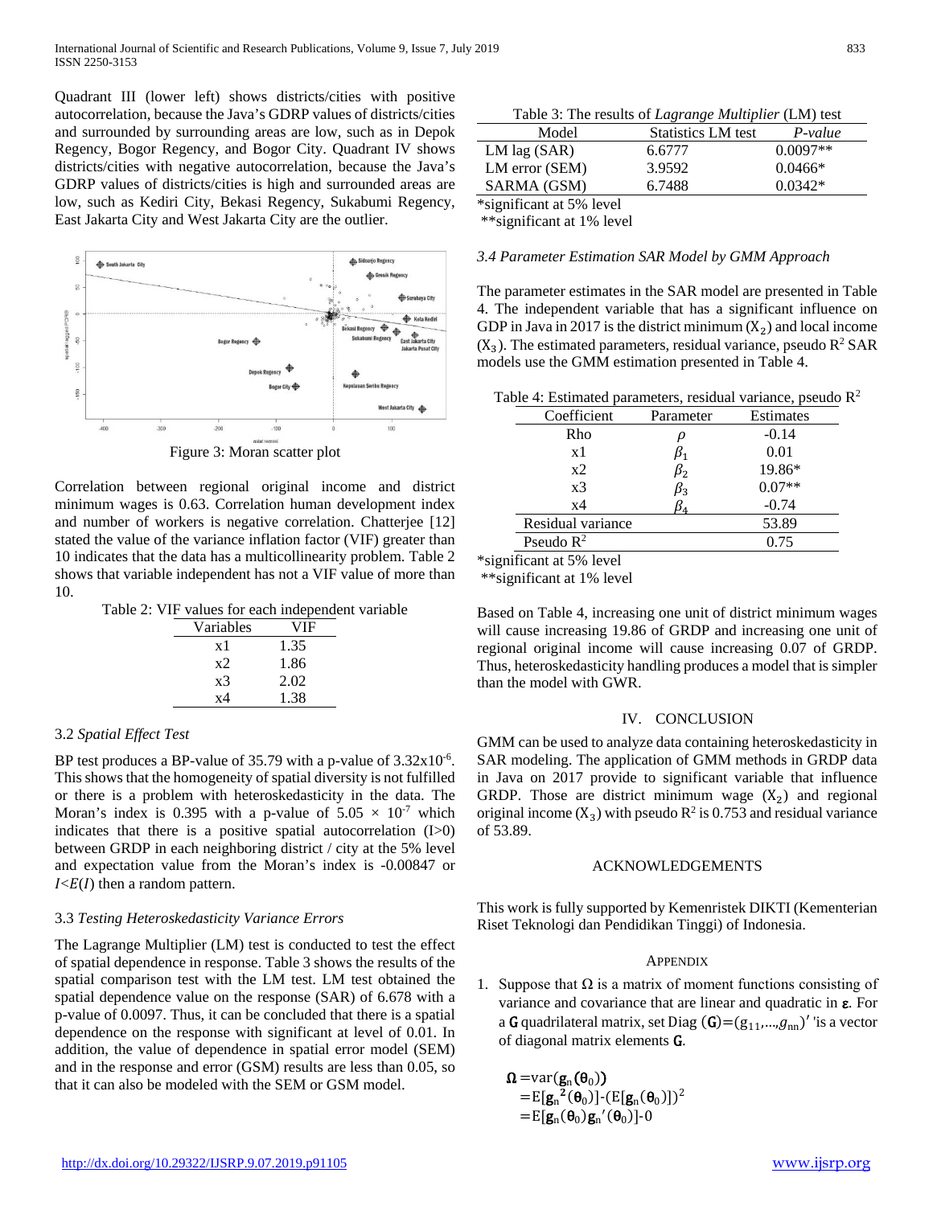Quadrant III (lower left) shows districts/cities with positive autocorrelation, because the Java's GDRP values of districts/cities and surrounded by surrounding areas are low, such as in Depok Regency, Bogor Regency, and Bogor City. Quadrant IV shows districts/cities with negative autocorrelation, because the Java's GDRP values of districts/cities is high and surrounded areas are low, such as Kediri City, Bekasi Regency, Sukabumi Regency, East Jakarta City and West Jakarta City are the outlier.

Figure 3: Moran scatter plot

Correlation between regional original income and district minimum wages is 0.63. Correlation human development index and number of workers is negative correlation. Chatterjee [12] stated the value of the variance inflation factor (VIF) greater than 10 indicates that the data has a multicollinearity problem. Table 2 shows that variable independent has not a VIF value of more than 10.

Table 2: VIF values for each independent variable

| Variables | VIF |
|---|---|
| x1 | 1.35 |
| x2 | 1.86 |
| x3 | 2.02 |
| x4 | 1.38 |

### 3.2 *Spatial Effect Test*

BP test produces a BP-value of 35.79 with a p-value of $3.32 \times 10^{-6}$. This shows that the homogeneity of spatial diversity is not fulfilled or there is a problem with heteroskedasticity in the data. The Moran's index is 0.395 with a p-value of $5.05 \times 10^{-7}$ which indicates that there is a positive spatial autocorrelation ($I>0$) between GRDP in each neighboring district / city at the 5% level and expectation value from the Moran's index is -0.00847 or $I<E(I)$ then a random pattern.

### 3.3 *Testing Heteroskedasticity Variance Errors*

The Lagrange Multiplier (LM) test is conducted to test the effect of spatial dependence in response. Table 3 shows the results of the spatial comparison test with the LM test. LM test obtained the spatial dependence value on the response (SAR) of 6.678 with a p-value of 0.0097. Thus, it can be concluded that there is a spatial dependence on the response with significant at level of 0.01. In addition, the value of dependence in spatial error model (SEM) and in the response and error (GSM) results are less than 0.05, so that it can also be modeled with the SEM or GSM model.

Table 3: The results of *Lagrange Multiplier* (LM) test

| Model | Statistics LM test | *P-value* |
|---|---|---|
| LM lag (SAR) | 6.6777 | 0.0097** |
| LM error (SEM) | 3.9592 | 0.0466* |
| SARMA (GSM) | 6.7488 | 0.0342* |

*significant at 5% level
**significant at 1% level

### 3.4 *Parameter Estimation SAR Model by GMM Approach*

The parameter estimates in the SAR model are presented in Table 4. The independent variable that has a significant influence on GDP in Java in 2017 is the district minimum ($X_2$) and local income ($X_3$). The estimated parameters, residual variance, pseudo $R^2$ SAR models use the GMM estimation presented in Table 4.

Table 4: Estimated parameters, residual variance, pseudo $R^2$

| Coefficient | Parameter | Estimates |
|---|---|---|
| Rho | $\rho$ | -0.14 |
| x1 | $\beta_1$ | 0.01 |
| x2 | $\beta_2$ | 19.86* |
| x3 | $\beta_3$ | 0.07** |
| x4 | $\beta_4$ | -0.74 |
| Residual variance | | 53.89 |
| Pseudo $R^2$ | | 0.75 |

*significant at 5% level
**significant at 1% level

Based on Table 4, increasing one unit of district minimum wages will cause increasing 19.86 of GRDP and increasing one unit of regional original income will cause increasing 0.07 of GRDP. Thus, heteroskedasticity handling produces a model that is simpler than the model with GWR.

## IV. CONCLUSION

GMM can be used to analyze data containing heteroskedasticity in SAR modeling. The application of GMM methods in GRDP data in Java on 2017 provide to significant variable that influence GRDP. Those are district minimum wage ($X_2$) and regional original income ($X_3$) with pseudo $R^2$ is 0.753 and residual variance of 53.89.

## ACKNOWLEDGEMENTS

This work is fully supported by Kemenristek DIKTI (Kementerian Riset Teknologi dan Pendidikan Tinggi) of Indonesia.

## APPENDIX

1. Suppose that $\Omega$ is a matrix of moment functions consisting of variance and covariance that are linear and quadratic in $\boldsymbol{\varepsilon}$. For a $\mathbf{G}$ quadrilateral matrix, set Diag $(\mathbf{G})=(g_{11},\ldots,g_{nn})'$ 'is a vector of diagonal matrix elements $\mathbf{G}$.

$$
\begin{aligned}
\boldsymbol{\Omega} &= \mathrm{var}(\mathbf{g}_n(\boldsymbol{\theta}_0)) \\
&= \mathrm{E}[\mathbf{g}_n{}^2(\boldsymbol{\theta}_0)] - (\mathrm{E}[\mathbf{g}_n(\boldsymbol{\theta}_0)])^2 \\
&= \mathrm{E}[\mathbf{g}_n(\boldsymbol{\theta}_0)\mathbf{g}_n{}'(\boldsymbol{\theta}_0)] - 0
\end{aligned}
$$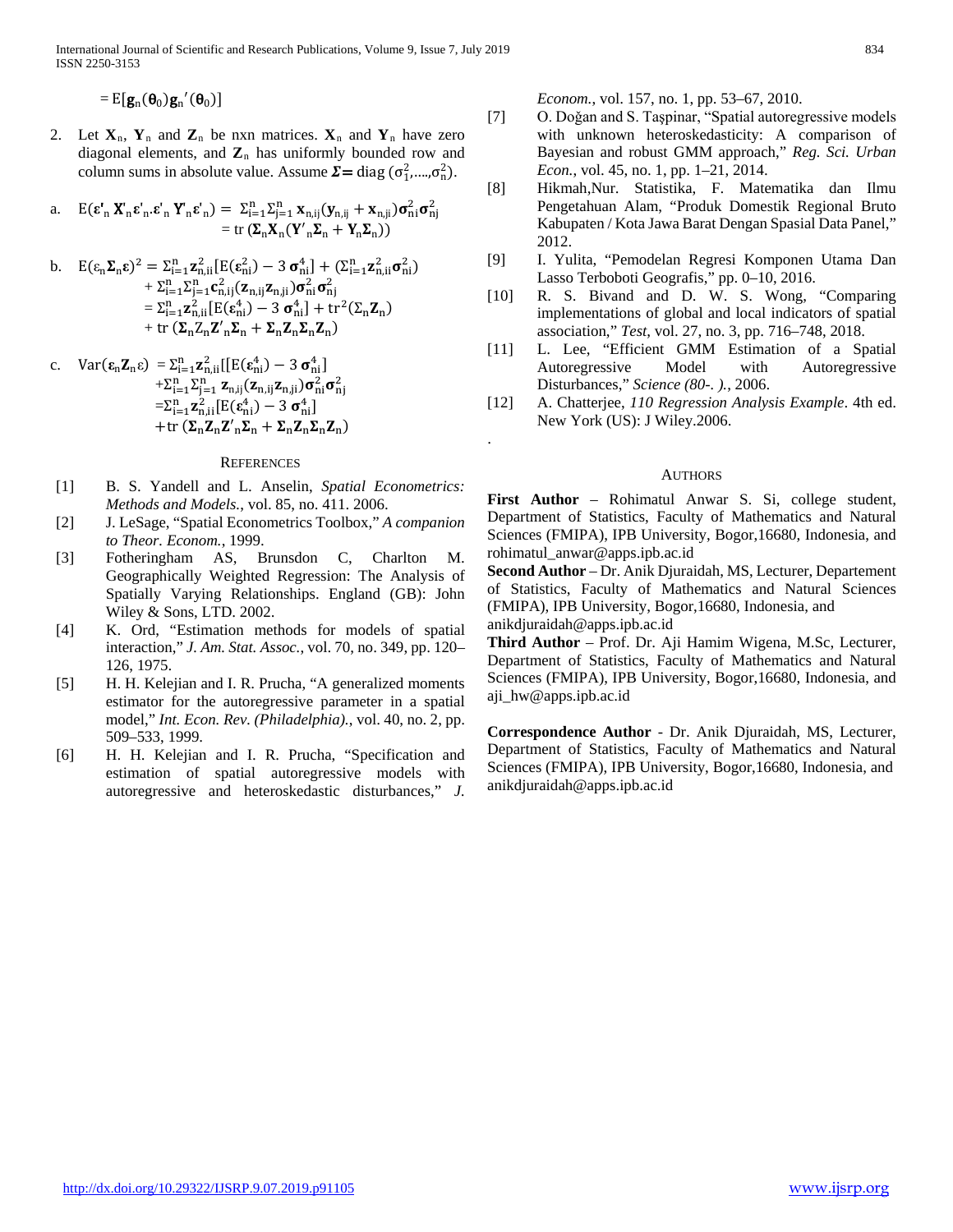$= \mathrm{E}[\mathbf{g}_n(\boldsymbol{\theta}_0)\mathbf{g}_n{'}(\boldsymbol{\theta}_0)]$

2. Let $\mathbf{X}_n$, $\mathbf{Y}_n$ and $\mathbf{Z}_n$ be nxn matrices. $\mathbf{X}_n$ and $\mathbf{Y}_n$ have zero diagonal elements, and $\mathbf{Z}_n$ has uniformly bounded row and column sums in absolute value. Assume $\boldsymbol{\Sigma} = \mathrm{diag}\,(\sigma_1^2, \ldots, \sigma_n^2)$.

a. $$\mathrm{E}(\boldsymbol{\varepsilon}'_n \mathbf{X}'_n \boldsymbol{\varepsilon}'_n . \boldsymbol{\varepsilon}'_n \mathbf{Y}'_n \boldsymbol{\varepsilon}'_n) = \Sigma_{i=1}^{n} \Sigma_{j=1}^{n} \mathbf{x}_{n,ij}(\mathbf{y}_{n,ij} + \mathbf{x}_{n,ji})\boldsymbol{\sigma}_{ni}^2 \boldsymbol{\sigma}_{nj}^2$$
$$= \mathrm{tr}\,(\boldsymbol{\Sigma}_n \mathbf{X}_n (\mathbf{Y}'_n \boldsymbol{\Sigma}_n + \mathbf{Y}_n \boldsymbol{\Sigma}_n))$$

b. $$\mathrm{E}(\varepsilon_n \boldsymbol{\Sigma}_n \boldsymbol{\varepsilon})^2 = \Sigma_{i=1}^{n} \mathbf{z}_{n,ii}^2 [\mathrm{E}(\boldsymbol{\varepsilon}_{ni}^2) - 3\,\boldsymbol{\sigma}_{ni}^4] + (\Sigma_{i=1}^{n} \mathbf{z}_{n,ii}^2 \boldsymbol{\sigma}_{ni}^2)$$
$$+ \Sigma_{i=1}^{n} \Sigma_{j=1}^{n} \mathbf{c}_{n,ij}^2 (\mathbf{z}_{n,ij} \mathbf{z}_{n,ji}) \boldsymbol{\sigma}_{ni}^2 \boldsymbol{\sigma}_{nj}^2$$
$$= \Sigma_{i=1}^{n} \mathbf{z}_{n,ii}^2 [\mathrm{E}(\boldsymbol{\varepsilon}_{ni}^4) - 3\,\boldsymbol{\sigma}_{ni}^4] + \mathrm{tr}^2(\Sigma_n \mathbf{Z}_n)$$
$$+ \mathrm{tr}\,(\boldsymbol{\Sigma}_n Z_n \mathbf{Z}'_n \boldsymbol{\Sigma}_n + \boldsymbol{\Sigma}_n \mathbf{Z}_n \boldsymbol{\Sigma}_n \mathbf{Z}_n)$$

c. $$\mathrm{Var}(\boldsymbol{\varepsilon}_n \mathbf{Z}_n \varepsilon) = \Sigma_{i=1}^{n} \mathbf{z}_{n,ii}^2 [[\mathrm{E}(\boldsymbol{\varepsilon}_{ni}^4) - 3\,\boldsymbol{\sigma}_{ni}^4]$$
$$+ \Sigma_{i=1}^{n} \Sigma_{j=1}^{n} \mathbf{z}_{n,ij} (\mathbf{z}_{n,ij} \mathbf{z}_{n,ji}) \boldsymbol{\sigma}_{ni}^2 \boldsymbol{\sigma}_{nj}^2$$
$$= \Sigma_{i=1}^{n} \mathbf{z}_{n,ii}^2 [\mathrm{E}(\boldsymbol{\varepsilon}_{ni}^4) - 3\,\boldsymbol{\sigma}_{ni}^4]$$
$$+ \mathrm{tr}\,(\boldsymbol{\Sigma}_n \mathbf{Z}_n \mathbf{Z}'_n \boldsymbol{\Sigma}_n + \boldsymbol{\Sigma}_n \mathbf{Z}_n \boldsymbol{\Sigma}_n \mathbf{Z}_n)$$

## REFERENCES

[1] B. S. Yandell and L. Anselin, *Spatial Econometrics: Methods and Models.*, vol. 85, no. 411. 2006.

[2] J. LeSage, "Spatial Econometrics Toolbox," *A companion to Theor. Econom.*, 1999.

[3] Fotheringham AS, Brunsdon C, Charlton M. Geographically Weighted Regression: The Analysis of Spatially Varying Relationships. England (GB): John Wiley & Sons, LTD. 2002.

[4] K. Ord, "Estimation methods for models of spatial interaction," *J. Am. Stat. Assoc.*, vol. 70, no. 349, pp. 120–126, 1975.

[5] H. H. Kelejian and I. R. Prucha, "A generalized moments estimator for the autoregressive parameter in a spatial model," *Int. Econ. Rev. (Philadelphia).*, vol. 40, no. 2, pp. 509–533, 1999.

[6] H. H. Kelejian and I. R. Prucha, "Specification and estimation of spatial autoregressive models with autoregressive and heteroskedastic disturbances," *J. Econom.*, vol. 157, no. 1, pp. 53–67, 2010.

[7] O. Doğan and S. Taşpinar, "Spatial autoregressive models with unknown heteroskedasticity: A comparison of Bayesian and robust GMM approach," *Reg. Sci. Urban Econ.*, vol. 45, no. 1, pp. 1–21, 2014.

[8] Hikmah,Nur. Statistika, F. Matematika dan Ilmu Pengetahuan Alam, "Produk Domestik Regional Bruto Kabupaten / Kota Jawa Barat Dengan Spasial Data Panel," 2012.

[9] I. Yulita, "Pemodelan Regresi Komponen Utama Dan Lasso Terboboti Geografis," pp. 0–10, 2016.

[10] R. S. Bivand and D. W. S. Wong, "Comparing implementations of global and local indicators of spatial association," *Test*, vol. 27, no. 3, pp. 716–748, 2018.

[11] L. Lee, "Efficient GMM Estimation of a Spatial Autoregressive Model with Autoregressive Disturbances," *Science (80-. ).*, 2006.

[12] A. Chatterjee, *110 Regression Analysis Example*. 4th ed. New York (US): J Wiley.2006.

.

## AUTHORS

**First Author** – Rohimatul Anwar S. Si, college student, Department of Statistics, Faculty of Mathematics and Natural Sciences (FMIPA), IPB University, Bogor,16680, Indonesia, and rohimatul_anwar@apps.ipb.ac.id

**Second Author** – Dr. Anik Djuraidah, MS, Lecturer, Departement of Statistics, Faculty of Mathematics and Natural Sciences (FMIPA), IPB University, Bogor,16680, Indonesia, and anikdjuraidah@apps.ipb.ac.id

**Third Author** – Prof. Dr. Aji Hamim Wigena, M.Sc, Lecturer, Department of Statistics, Faculty of Mathematics and Natural Sciences (FMIPA), IPB University, Bogor,16680, Indonesia, and aji_hw@apps.ipb.ac.id

**Correspondence Author** - Dr. Anik Djuraidah, MS, Lecturer, Department of Statistics, Faculty of Mathematics and Natural Sciences (FMIPA), IPB University, Bogor,16680, Indonesia, and anikdjuraidah@apps.ipb.ac.id